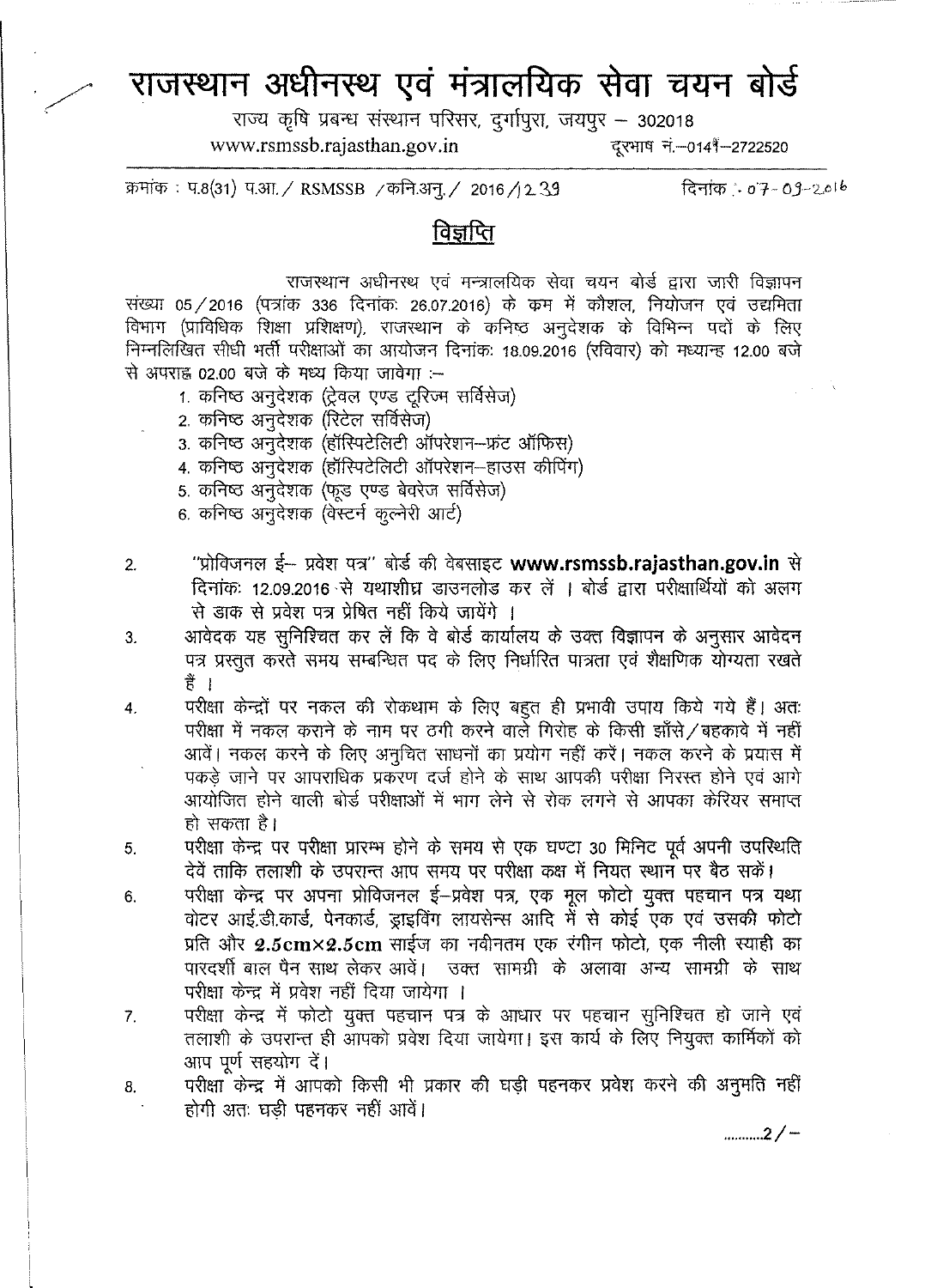# राजस्थान अधीनस्थ एवं मंत्रालयिक सेवा चयन बोर्ड

राज्य कृषि प्रबन्ध संस्थान परिसर, दुर्गापुरा, जयपुर – 302018

www.rsmssb.rajasthan.gov.in दूरभाष नं.–0141–2722520

क्रमांक : प.8(31) प.आ. / RSMSSB / कनि.अनु. / 2016 / 1239 दिनांक :- 07-09-2016

## विज्ञप्ति

राजस्थान अधीनस्थ एवं मन्त्रालयिक सेवा चयन बोर्ड द्वारा जारी विज्ञापन संख्या 05 / 2016 (पत्रांक 336 दिनांकः 26.07.2016) के क्रम में कौशल, नियोजन एवं उद्यमिता विभाग (प्राविधिक शिक्षा प्रशिक्षण), राजस्थान के कनिष्ठ अनुदेशक के विभिन्न पदों के लिए निम्नलिखित सीधी भर्ती परीक्षाओं का आयोजन दिनांकः 18.09.2016 (रविवार) को मध्यान्ह 12.00 बजे से अपराह्न 02.00 बजे के मध्य किया जावेगा :–

1. कनिष्ठ अनुदेशक (ट्रेवल एण्ड टूरिज्म सर्विसेज)
2. कनिष्ठ अनुदेशक (रिटेल सर्विसेज)
3. कनिष्ठ अनुदेशक (हॉस्पिटेलिटी ऑपरेशन–फ्रंट ऑफिस)
4. कनिष्ठ अनुदेशक (हॉस्पिटेलिटी ऑपरेशन–हाउस कीपिंग)
5. कनिष्ठ अनुदेशक (फूड एण्ड बेवरेज सर्विसेज)
6. कनिष्ठ अनुदेशक (वेस्टर्न कुल्नेरी आर्ट)

2. "प्रोविजनल ई– प्रवेश पत्र" बोर्ड की वेबसाइट **www.rsmssb.rajasthan.gov.in** से दिनांकः 12.09.2016 से यथाशीघ्र डाउनलोड कर लें । बोर्ड द्वारा परीक्षार्थियों को अलग से डाक से प्रवेश पत्र प्रेषित नहीं किये जायेंगे ।
3. आवेदक यह सुनिश्चित कर लें कि वे बोर्ड कार्यालय के उक्त विज्ञापन के अनुसार आवेदन पत्र प्रस्तुत करते समय सम्बन्धित पद के लिए निर्धारित पात्रता एवं शैक्षणिक योग्यता रखते हैं ।
4. परीक्षा केन्द्रों पर नकल की रोकथाम के लिए बहुत ही प्रभावी उपाय किये गये हैं। अतः परीक्षा में नकल कराने के नाम पर ठगी करने वाले गिरोह के किसी झाँसे / बहकावे में नहीं आवें। नकल करने के लिए अनुचित साधनों का प्रयोग नहीं करें। नकल करने के प्रयास में पकड़े जाने पर आपराधिक प्रकरण दर्ज होने के साथ आपकी परीक्षा निरस्त होने एवं आगे आयोजित होने वाली बोर्ड परीक्षाओं में भाग लेने से रोक लगने से आपका केरियर समाप्त हो सकता है।
5. परीक्षा केन्द्र पर परीक्षा प्रारम्भ होने के समय से एक घण्टा 30 मिनिट पूर्व अपनी उपस्थिति देवें ताकि तलाशी के उपरान्त आप समय पर परीक्षा कक्ष में नियत स्थान पर बैठ सकें।
6. परीक्षा केन्द्र पर अपना प्रोविजनल ई–प्रवेश पत्र, एक मूल फोटो युक्त पहचान पत्र यथा वोटर आई.डी.कार्ड, पेनकार्ड, ड्राइविंग लायसेन्स आदि में से कोई एक एवं उसकी फोटो प्रति और **2.5cm×2.5cm** साईज का नवीनतम एक रंगीन फोटो, एक नीली स्याही का पारदर्शी बाल पैन साथ लेकर आवें। उक्त सामग्री के अलावा अन्य सामग्री के साथ परीक्षा केन्द्र में प्रवेश नहीं दिया जायेगा ।
7. परीक्षा केन्द्र में फोटो युक्त पहचान पत्र के आधार पर पहचान सुनिश्चित हो जाने एवं तलाशी के उपरान्त ही आपको प्रवेश दिया जायेगा। इस कार्य के लिए नियुक्त कार्मिकों को आप पूर्ण सहयोग दें।
8. परीक्षा केन्द्र में आपको किसी भी प्रकार की घड़ी पहनकर प्रवेश करने की अनुमति नहीं होगी अतः घड़ी पहनकर नहीं आवें।

..........2 / –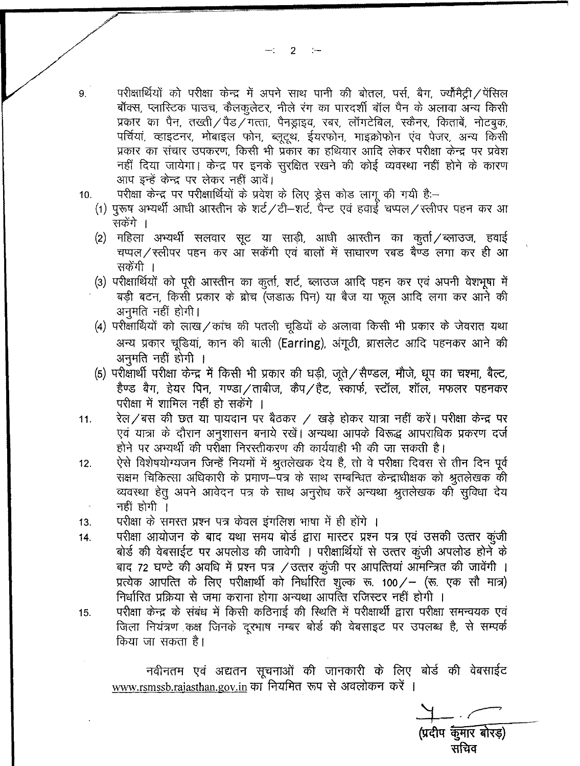9. परीक्षार्थियों को परीक्षा केन्द्र में अपने साथ पानी की बोतल, पर्स, बैग, ज्यॉमैट्री/पेंसिल बॉक्स, प्लास्टिक पाउच, कैलकुलेटर, नीले रंग का पारदर्शी बॉल पैन के अलावा अन्य किसी प्रकार का पैन, तख्ती/पैड/गत्ता, पैनड्राइव, रबर, लॉगटेबिल, स्कैनर, किताबें, नोटबुक, पर्चियां, व्हाइटनर, मोबाइल फोन, ब्लूटूथ, ईयरफोन, माइक्रोफोन एंव पेजर, अन्य किसी प्रकार का संचार उपकरण, किसी भी प्रकार का हथियार आदि लेकर परीक्षा केन्द्र पर प्रवेश नहीं दिया जायेगा। केन्द्र पर इनके सुरक्षित रखने की कोई व्यवस्था नहीं होने के कारण आप इन्हें केन्द्र पर लेकर नहीं आवें।

10. परीक्षा केन्द्र पर परीक्षार्थियों के प्रवेश के लिए ड्रेस कोड लागू की गयी है:–
   (1) पुरूष अभ्यर्थी आधी आस्तीन के शर्ट/टी–शर्ट, पैन्ट एवं हवाई चप्पल/स्लीपर पहन कर आ सकेंगे ।
   (2) महिला अभ्यर्थी सलवार सूट या साड़ी, आधी आस्तीन का कुर्ता/ब्लाउज, हवाई चप्पल/स्लीपर पहन कर आ सकेंगी एवं बालों में साधारण रबड बैण्ड लगा कर ही आ सकेंगी ।
   (3) परीक्षार्थियों को पूरी आस्तीन का कुर्ता, शर्ट, ब्लाउज आदि पहन कर एवं अपनी वेशभूषा में बड़ी बटन, किसी प्रकार के ब्रोच (जडाऊ पिन) या बैज या फूल आदि लगा कर आने की अनुमति नहीं होगी।
   (4) परीक्षार्थियों को लाख/कांच की पतली चूडियों के अलावा किसी भी प्रकार के जेवरात यथा अन्य प्रकार चूडियां, कान की बाली (Earring), अंगूठी, ब्रासलेट आदि पहनकर आने की अनुमति नहीं होगी ।
   (5) परीक्षार्थी परीक्षा केन्द्र में किसी भी प्रकार की घड़ी, जूते/सैण्डल, मौजे, धूप का चश्मा, बैल्ट, हैण्ड बैग, हेयर पिन, गण्डा/ताबीज, कैप/हैट, स्कार्फ, स्टॉल, शॉल, मफलर पहनकर परीक्षा में शामिल नहीं हो सकेंगे ।

11. रेल/बस की छत या पायदान पर बैठकर / खड़े होकर यात्रा नहीं करें। परीक्षा केन्द्र पर एवं यात्रा के दौरान अनुशासन बनाये रखें। अन्यथा आपके विरूद्ध आपराधिक प्रकरण दर्ज होने पर अभ्यर्थी की परीक्षा निरस्तीकरण की कार्यवाही भी की जा सकती है।

12. ऐसे विशेषयोग्यजन जिन्हें नियमों में श्रुतलेखक देय है, तो वे परीक्षा दिवस से तीन दिन पूर्व सक्षम चिकित्सा अधिकारी के प्रमाण–पत्र के साथ सम्बन्धित केन्द्राधीक्षक को श्रुतलेखक की व्यवस्था हेतु अपने आवेदन पत्र के साथ अनुरोध करें अन्यथा श्रुतलेखक की सुविधा देय नहीं होगी ।

13. परीक्षा के समस्त प्रश्न पत्र केवल इंगलिश भाषा में ही होंगे ।

14. परीक्षा आयोजन के बाद यथा समय बोर्ड द्वारा मास्टर प्रश्न पत्र एवं उसकी उत्तर कुंजी बोर्ड की वेबसाईट पर अपलोड की जावेगी । परीक्षार्थियों से उत्तर कुंजी अपलोड होने के बाद 72 घण्टे की अवधि में प्रश्न पत्र /उत्तर कुंजी पर आपत्तियां आमन्त्रित की जावेंगी । प्रत्येक आपत्ति के लिए परीक्षार्थी को निर्धारित शुल्क रू. 100/– (रू. एक सौ मात्र) निर्धारित प्रक्रिया से जमा कराना होगा अन्यथा आपत्ति रजिस्टर नहीं होगी ।

15. परीक्षा केन्द्र के संबंध में किसी कठिनाई की स्थिति में परीक्षार्थी द्वारा परीक्षा समन्वयक एवं जिला नियंत्रण कक्ष जिनके दूरभाष नम्बर बोर्ड की वेबसाइट पर उपलब्ध है, से सम्पर्क किया जा सकता है।

नवीनतम एवं अद्यतन सूचनाओं की जानकारी के लिए बोर्ड की वेबसाईट www.rsmssb.rajasthan.gov.in का नियमित रूप से अवलोकन करें ।

(प्रदीप कुमार बोरड़)
सचिव